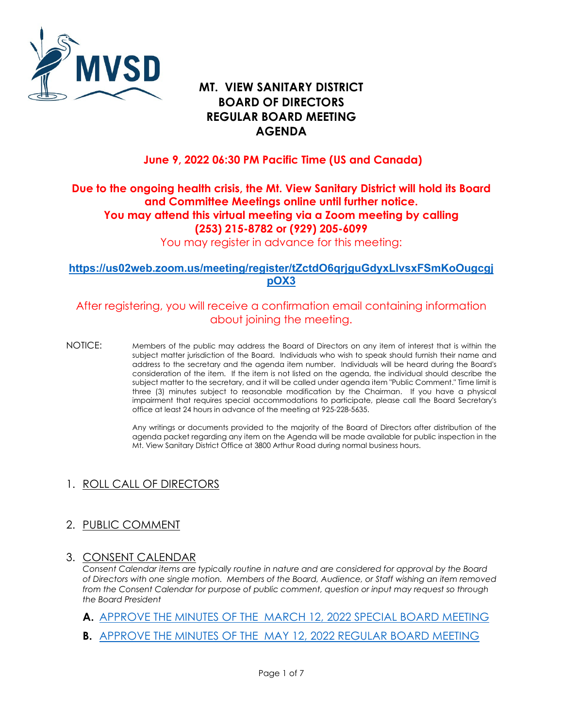# MT. VIEW SANITARY DISTRICT
# BOARD OF DIRECTORS
# REGULAR BOARD MEETING
# AGENDA

**June 9, 2022 06:30 PM Pacific Time (US and Canada)**

**Due to the ongoing health crisis, the Mt. View Sanitary District will hold its Board and Committee Meetings online until further notice.**
**You may attend this virtual meeting via a Zoom meeting by calling (253) 215-8782 or (929) 205-6099**

You may register in advance for this meeting:

**https://us02web.zoom.us/meeting/register/tZctdO6qrjguGdyxLlvsxFSmKoOugcgjpOX3**

After registering, you will receive a confirmation email containing information about joining the meeting.

NOTICE: Members of the public may address the Board of Directors on any item of interest that is within the subject matter jurisdiction of the Board. Individuals who wish to speak should furnish their name and address to the secretary and the agenda item number. Individuals will be heard during the Board's consideration of the item. If the item is not listed on the agenda, the individual should describe the subject matter to the secretary, and it will be called under agenda item "Public Comment." Time limit is three (3) minutes subject to reasonable modification by the Chairman. If you have a physical impairment that requires special accommodations to participate, please call the Board Secretary's office at least 24 hours in advance of the meeting at 925-228-5635.

Any writings or documents provided to the majority of the Board of Directors after distribution of the agenda packet regarding any item on the Agenda will be made available for public inspection in the Mt. View Sanitary District Office at 3800 Arthur Road during normal business hours.

## 1. ROLL CALL OF DIRECTORS

## 2. PUBLIC COMMENT

## 3. CONSENT CALENDAR

*Consent Calendar items are typically routine in nature and are considered for approval by the Board of Directors with one single motion. Members of the Board, Audience, or Staff wishing an item removed from the Consent Calendar for purpose of public comment, question or input may request so through the Board President*

**A.** APPROVE THE MINUTES OF THE MARCH 12, 2022 SPECIAL BOARD MEETING

**B.** APPROVE THE MINUTES OF THE MAY 12, 2022 REGULAR BOARD MEETING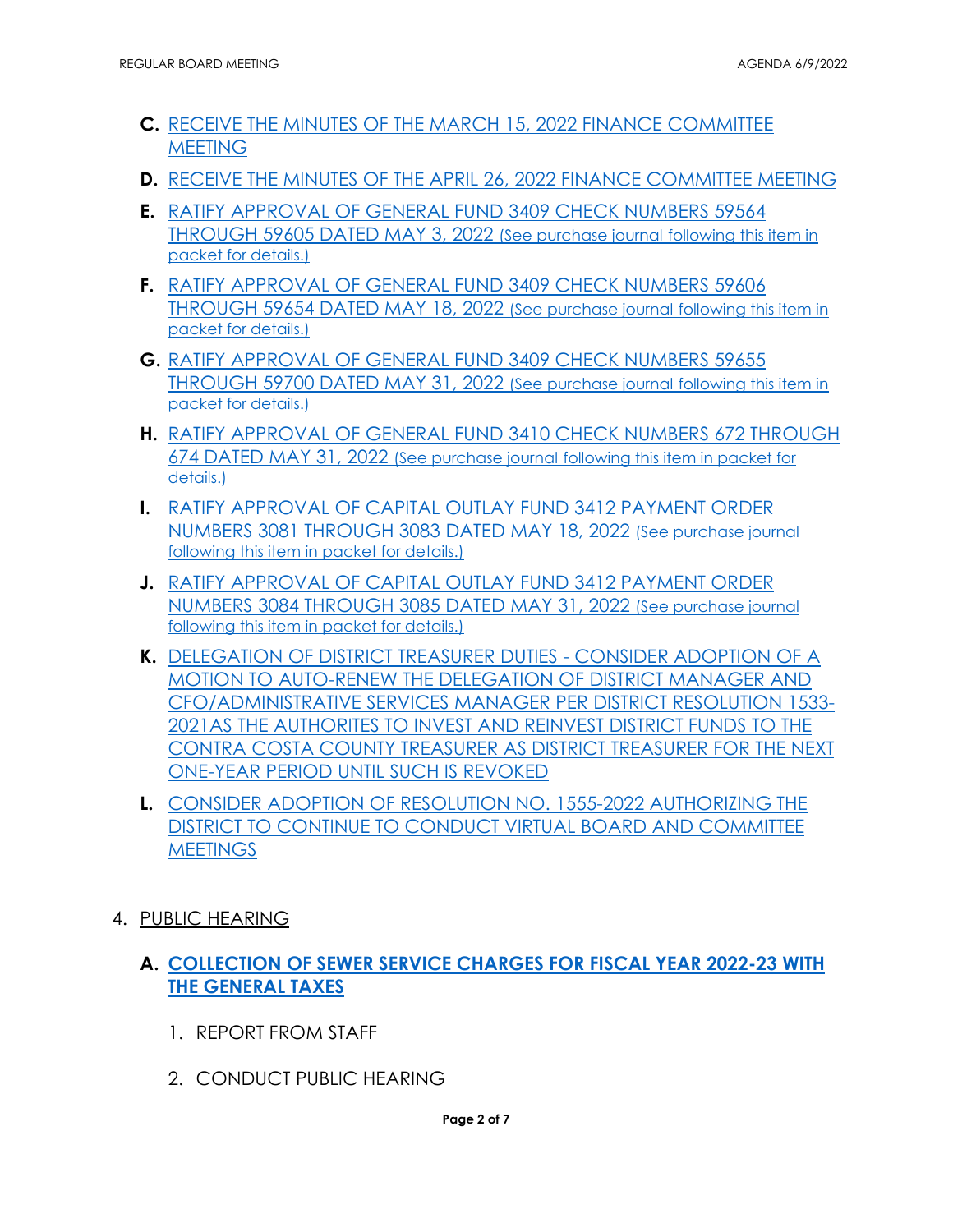C. RECEIVE THE MINUTES OF THE MARCH 15, 2022 FINANCE COMMITTEE MEETING

D. RECEIVE THE MINUTES OF THE APRIL 26, 2022 FINANCE COMMITTEE MEETING

E. RATIFY APPROVAL OF GENERAL FUND 3409 CHECK NUMBERS 59564 THROUGH 59605 DATED MAY 3, 2022 (See purchase journal following this item in packet for details.)

F. RATIFY APPROVAL OF GENERAL FUND 3409 CHECK NUMBERS 59606 THROUGH 59654 DATED MAY 18, 2022 (See purchase journal following this item in packet for details.)

G. RATIFY APPROVAL OF GENERAL FUND 3409 CHECK NUMBERS 59655 THROUGH 59700 DATED MAY 31, 2022 (See purchase journal following this item in packet for details.)

H. RATIFY APPROVAL OF GENERAL FUND 3410 CHECK NUMBERS 672 THROUGH 674 DATED MAY 31, 2022 (See purchase journal following this item in packet for details.)

I. RATIFY APPROVAL OF CAPITAL OUTLAY FUND 3412 PAYMENT ORDER NUMBERS 3081 THROUGH 3083 DATED MAY 18, 2022 (See purchase journal following this item in packet for details.)

J. RATIFY APPROVAL OF CAPITAL OUTLAY FUND 3412 PAYMENT ORDER NUMBERS 3084 THROUGH 3085 DATED MAY 31, 2022 (See purchase journal following this item in packet for details.)

K. DELEGATION OF DISTRICT TREASURER DUTIES - CONSIDER ADOPTION OF A MOTION TO AUTO-RENEW THE DELEGATION OF DISTRICT MANAGER AND CFO/ADMINISTRATIVE SERVICES MANAGER PER DISTRICT RESOLUTION 1533-2021AS THE AUTHORITES TO INVEST AND REINVEST DISTRICT FUNDS TO THE CONTRA COSTA COUNTY TREASURER AS DISTRICT TREASURER FOR THE NEXT ONE-YEAR PERIOD UNTIL SUCH IS REVOKED

L. CONSIDER ADOPTION OF RESOLUTION NO. 1555-2022 AUTHORIZING THE DISTRICT TO CONTINUE TO CONDUCT VIRTUAL BOARD AND COMMITTEE MEETINGS

4. PUBLIC HEARING

**A. COLLECTION OF SEWER SERVICE CHARGES FOR FISCAL YEAR 2022-23 WITH THE GENERAL TAXES**

1. REPORT FROM STAFF

2. CONDUCT PUBLIC HEARING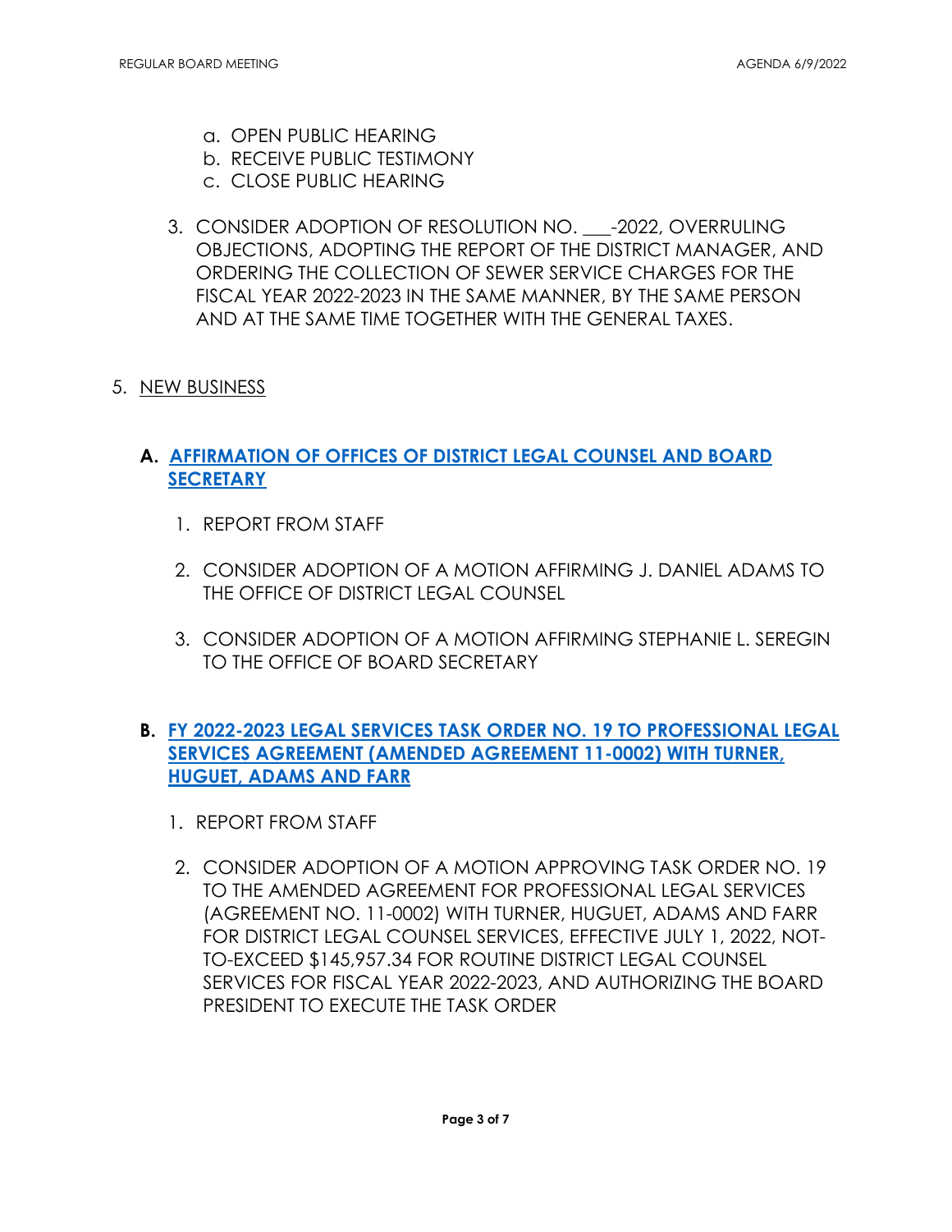a. OPEN PUBLIC HEARING
b. RECEIVE PUBLIC TESTIMONY
c. CLOSE PUBLIC HEARING

3. CONSIDER ADOPTION OF RESOLUTION NO. ___-2022, OVERRULING OBJECTIONS, ADOPTING THE REPORT OF THE DISTRICT MANAGER, AND ORDERING THE COLLECTION OF SEWER SERVICE CHARGES FOR THE FISCAL YEAR 2022-2023 IN THE SAME MANNER, BY THE SAME PERSON AND AT THE SAME TIME TOGETHER WITH THE GENERAL TAXES.

5. NEW BUSINESS

**A. AFFIRMATION OF OFFICES OF DISTRICT LEGAL COUNSEL AND BOARD SECRETARY**

1. REPORT FROM STAFF

2. CONSIDER ADOPTION OF A MOTION AFFIRMING J. DANIEL ADAMS TO THE OFFICE OF DISTRICT LEGAL COUNSEL

3. CONSIDER ADOPTION OF A MOTION AFFIRMING STEPHANIE L. SEREGIN TO THE OFFICE OF BOARD SECRETARY

**B. FY 2022-2023 LEGAL SERVICES TASK ORDER NO. 19 TO PROFESSIONAL LEGAL SERVICES AGREEMENT (AMENDED AGREEMENT 11-0002) WITH TURNER, HUGUET, ADAMS AND FARR**

1. REPORT FROM STAFF

2. CONSIDER ADOPTION OF A MOTION APPROVING TASK ORDER NO. 19 TO THE AMENDED AGREEMENT FOR PROFESSIONAL LEGAL SERVICES (AGREEMENT NO. 11-0002) WITH TURNER, HUGUET, ADAMS AND FARR FOR DISTRICT LEGAL COUNSEL SERVICES, EFFECTIVE JULY 1, 2022, NOT-TO-EXCEED $145,957.34 FOR ROUTINE DISTRICT LEGAL COUNSEL SERVICES FOR FISCAL YEAR 2022-2023, AND AUTHORIZING THE BOARD PRESIDENT TO EXECUTE THE TASK ORDER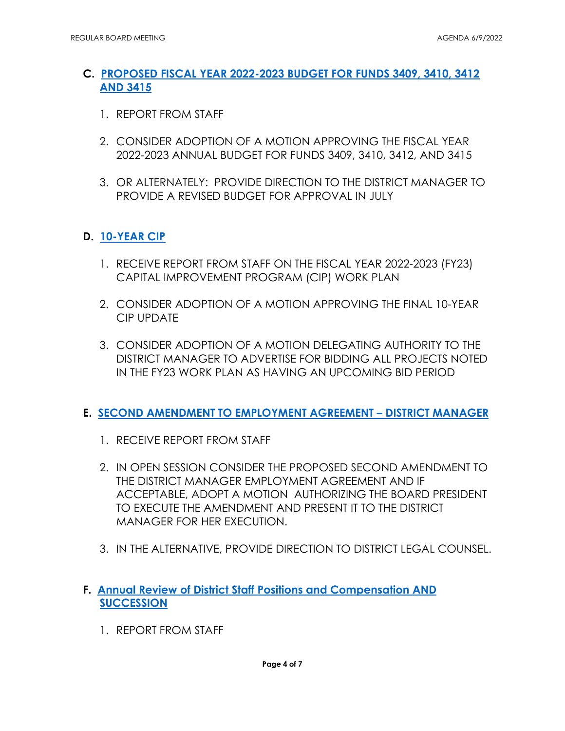**C. PROPOSED FISCAL YEAR 2022-2023 BUDGET FOR FUNDS 3409, 3410, 3412 AND 3415**

1. REPORT FROM STAFF
2. CONSIDER ADOPTION OF A MOTION APPROVING THE FISCAL YEAR 2022-2023 ANNUAL BUDGET FOR FUNDS 3409, 3410, 3412, AND 3415
3. OR ALTERNATELY: PROVIDE DIRECTION TO THE DISTRICT MANAGER TO PROVIDE A REVISED BUDGET FOR APPROVAL IN JULY

**D. 10-YEAR CIP**

1. RECEIVE REPORT FROM STAFF ON THE FISCAL YEAR 2022-2023 (FY23) CAPITAL IMPROVEMENT PROGRAM (CIP) WORK PLAN
2. CONSIDER ADOPTION OF A MOTION APPROVING THE FINAL 10-YEAR CIP UPDATE
3. CONSIDER ADOPTION OF A MOTION DELEGATING AUTHORITY TO THE DISTRICT MANAGER TO ADVERTISE FOR BIDDING ALL PROJECTS NOTED IN THE FY23 WORK PLAN AS HAVING AN UPCOMING BID PERIOD

**E. SECOND AMENDMENT TO EMPLOYMENT AGREEMENT – DISTRICT MANAGER**

1. RECEIVE REPORT FROM STAFF
2. IN OPEN SESSION CONSIDER THE PROPOSED SECOND AMENDMENT TO THE DISTRICT MANAGER EMPLOYMENT AGREEMENT AND IF ACCEPTABLE, ADOPT A MOTION AUTHORIZING THE BOARD PRESIDENT TO EXECUTE THE AMENDMENT AND PRESENT IT TO THE DISTRICT MANAGER FOR HER EXECUTION.
3. IN THE ALTERNATIVE, PROVIDE DIRECTION TO DISTRICT LEGAL COUNSEL.

**F. Annual Review of District Staff Positions and Compensation AND SUCCESSION**

1. REPORT FROM STAFF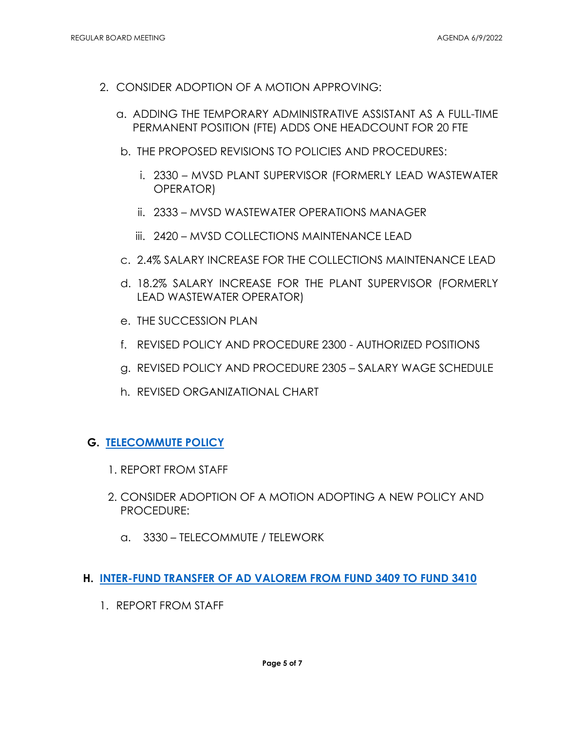2. CONSIDER ADOPTION OF A MOTION APPROVING:

   a. ADDING THE TEMPORARY ADMINISTRATIVE ASSISTANT AS A FULL-TIME PERMANENT POSITION (FTE) ADDS ONE HEADCOUNT FOR 20 FTE

   b. THE PROPOSED REVISIONS TO POLICIES AND PROCEDURES:

      i. 2330 – MVSD PLANT SUPERVISOR (FORMERLY LEAD WASTEWATER OPERATOR)

      ii. 2333 – MVSD WASTEWATER OPERATIONS MANAGER

      iii. 2420 – MVSD COLLECTIONS MAINTENANCE LEAD

   c. 2.4% SALARY INCREASE FOR THE COLLECTIONS MAINTENANCE LEAD

   d. 18.2% SALARY INCREASE FOR THE PLANT SUPERVISOR (FORMERLY LEAD WASTEWATER OPERATOR)

   e. THE SUCCESSION PLAN

   f. REVISED POLICY AND PROCEDURE 2300 - AUTHORIZED POSITIONS

   g. REVISED POLICY AND PROCEDURE 2305 – SALARY WAGE SCHEDULE

   h. REVISED ORGANIZATIONAL CHART

## G. TELECOMMUTE POLICY

1. REPORT FROM STAFF

2. CONSIDER ADOPTION OF A MOTION ADOPTING A NEW POLICY AND PROCEDURE:

   a. 3330 – TELECOMMUTE / TELEWORK

## H. INTER-FUND TRANSFER OF AD VALOREM FROM FUND 3409 TO FUND 3410

1. REPORT FROM STAFF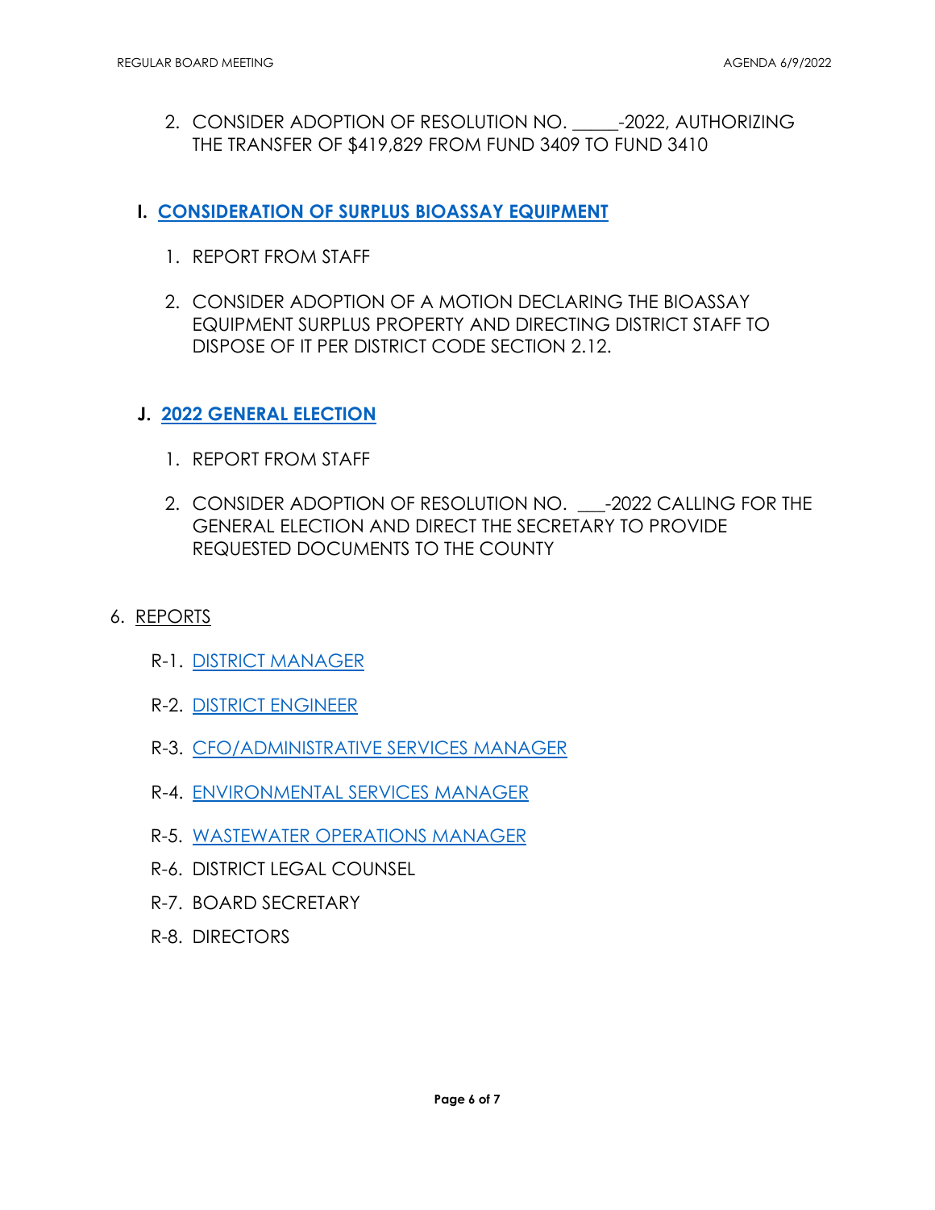2. CONSIDER ADOPTION OF RESOLUTION NO. _____-2022, AUTHORIZING THE TRANSFER OF $419,829 FROM FUND 3409 TO FUND 3410

**I. CONSIDERATION OF SURPLUS BIOASSAY EQUIPMENT**

1. REPORT FROM STAFF
2. CONSIDER ADOPTION OF A MOTION DECLARING THE BIOASSAY EQUIPMENT SURPLUS PROPERTY AND DIRECTING DISTRICT STAFF TO DISPOSE OF IT PER DISTRICT CODE SECTION 2.12.

**J. 2022 GENERAL ELECTION**

1. REPORT FROM STAFF
2. CONSIDER ADOPTION OF RESOLUTION NO. ___-2022 CALLING FOR THE GENERAL ELECTION AND DIRECT THE SECRETARY TO PROVIDE REQUESTED DOCUMENTS TO THE COUNTY

6. REPORTS

R-1. DISTRICT MANAGER

R-2. DISTRICT ENGINEER

R-3. CFO/ADMINISTRATIVE SERVICES MANAGER

R-4. ENVIRONMENTAL SERVICES MANAGER

R-5. WASTEWATER OPERATIONS MANAGER

R-6. DISTRICT LEGAL COUNSEL

R-7. BOARD SECRETARY

R-8. DIRECTORS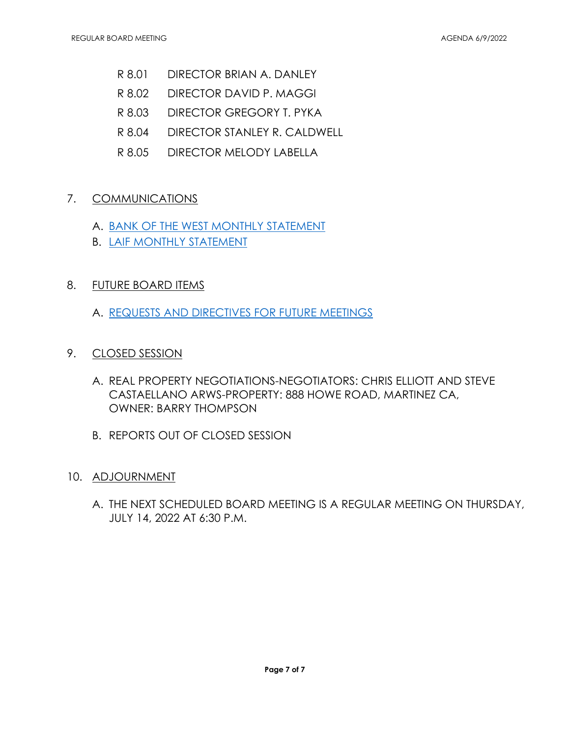- R 8.01 DIRECTOR BRIAN A. DANLEY
- R 8.02 DIRECTOR DAVID P. MAGGI
- R 8.03 DIRECTOR GREGORY T. PYKA
- R 8.04 DIRECTOR STANLEY R. CALDWELL
- R 8.05 DIRECTOR MELODY LABELLA

## 7. COMMUNICATIONS

A. BANK OF THE WEST MONTHLY STATEMENT
B. LAIF MONTHLY STATEMENT

## 8. FUTURE BOARD ITEMS

A. REQUESTS AND DIRECTIVES FOR FUTURE MEETINGS

## 9. CLOSED SESSION

A. REAL PROPERTY NEGOTIATIONS-NEGOTIATORS: CHRIS ELLIOTT AND STEVE CASTAELLANO ARWS-PROPERTY: 888 HOWE ROAD, MARTINEZ CA, OWNER: BARRY THOMPSON

B. REPORTS OUT OF CLOSED SESSION

## 10. ADJOURNMENT

A. THE NEXT SCHEDULED BOARD MEETING IS A REGULAR MEETING ON THURSDAY, JULY 14, 2022 AT 6:30 P.M.